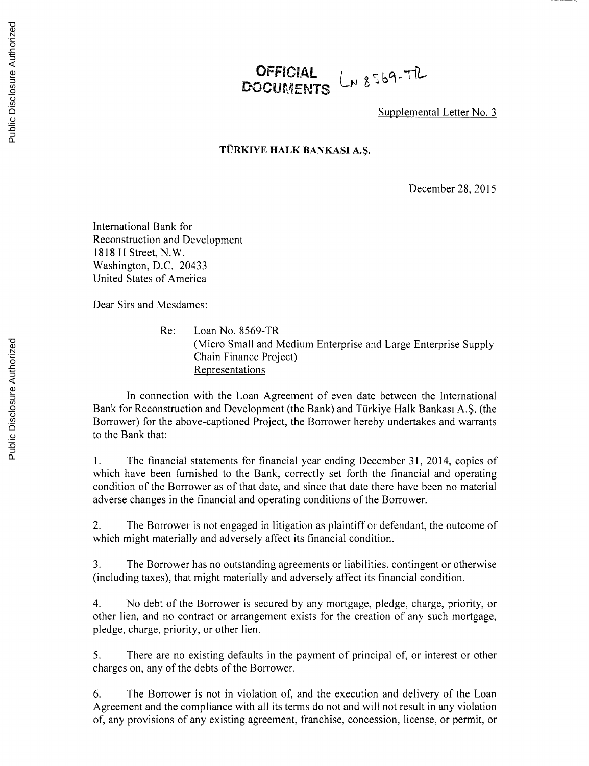**OFFICIAL DOCUMENTS** LN 8569-TR

Supplemental Letter No. 3

**TÜRKIYE HALK BANKASI A.Ş.**

December 28, 2015

International Bank for
Reconstruction and Development
1818 H Street, N.W.
Washington, D.C. 20433
United States of America

Dear Sirs and Mesdames:

Re: Loan No. 8569-TR
(Micro Small and Medium Enterprise and Large Enterprise Supply Chain Finance Project)
Representations

In connection with the Loan Agreement of even date between the International Bank for Reconstruction and Development (the Bank) and Türkiye Halk Bankası A.Ş. (the Borrower) for the above-captioned Project, the Borrower hereby undertakes and warrants to the Bank that:

1. The financial statements for financial year ending December 31, 2014, copies of which have been furnished to the Bank, correctly set forth the financial and operating condition of the Borrower as of that date, and since that date there have been no material adverse changes in the financial and operating conditions of the Borrower.

2. The Borrower is not engaged in litigation as plaintiff or defendant, the outcome of which might materially and adversely affect its financial condition.

3. The Borrower has no outstanding agreements or liabilities, contingent or otherwise (including taxes), that might materially and adversely affect its financial condition.

4. No debt of the Borrower is secured by any mortgage, pledge, charge, priority, or other lien, and no contract or arrangement exists for the creation of any such mortgage, pledge, charge, priority, or other lien.

5. There are no existing defaults in the payment of principal of, or interest or other charges on, any of the debts of the Borrower.

6. The Borrower is not in violation of, and the execution and delivery of the Loan Agreement and the compliance with all its terms do not and will not result in any violation of, any provisions of any existing agreement, franchise, concession, license, or permit, or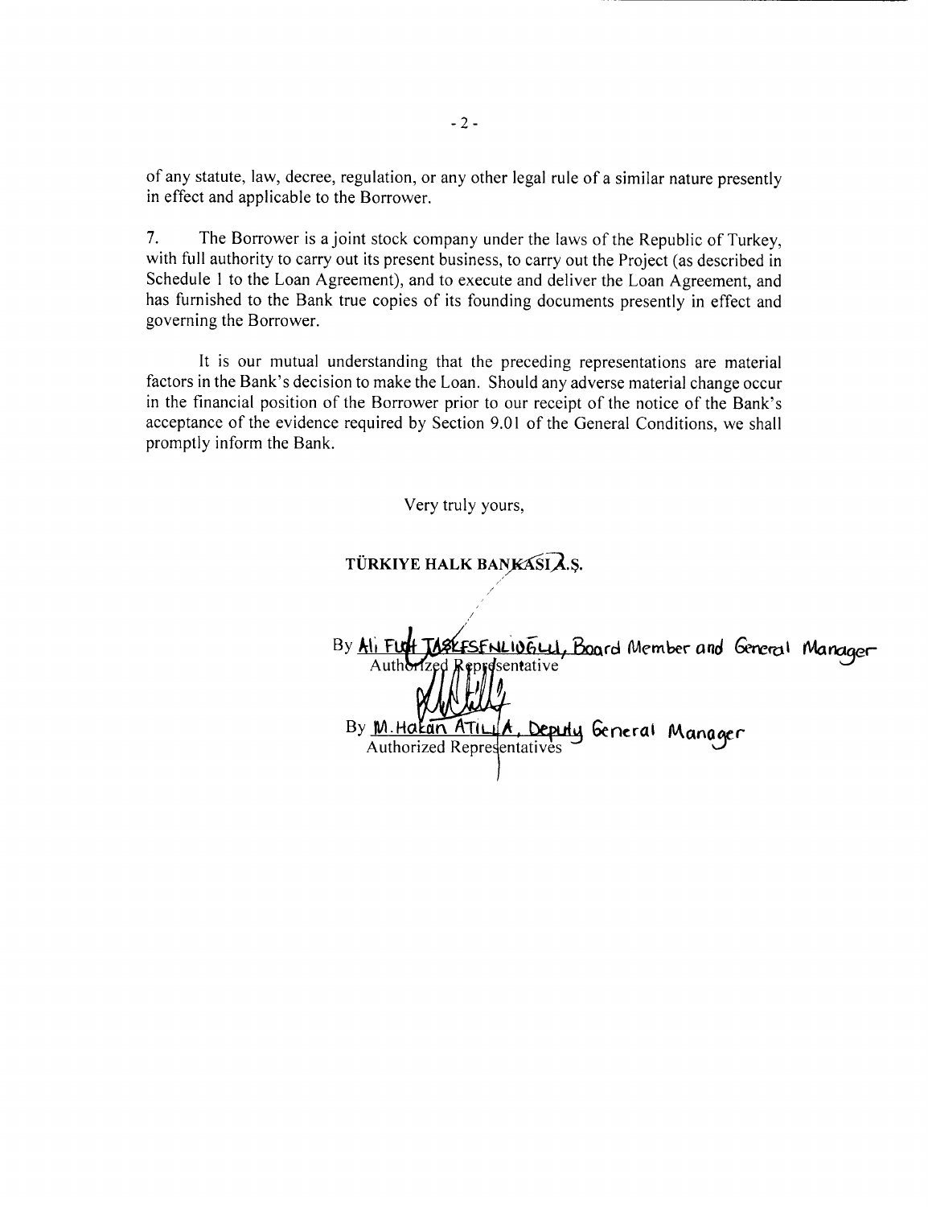of any statute, law, decree, regulation, or any other legal rule of a similar nature presently in effect and applicable to the Borrower.

7. The Borrower is a joint stock company under the laws of the Republic of Turkey, with full authority to carry out its present business, to carry out the Project (as described in Schedule 1 to the Loan Agreement), and to execute and deliver the Loan Agreement, and has furnished to the Bank true copies of its founding documents presently in effect and governing the Borrower.

It is our mutual understanding that the preceding representations are material factors in the Bank's decision to make the Loan. Should any adverse material change occur in the financial position of the Borrower prior to our receipt of the notice of the Bank's acceptance of the evidence required by Section 9.01 of the General Conditions, we shall promptly inform the Bank.

Very truly yours,

**TÜRKIYE HALK BANKASI A.Ş.**

By Ali Fuat Taşkesenlioğlu, Board Member and General Manager
Authorized Representative

By M. Hakan Atilla, Deputy General Manager
Authorized Representatives